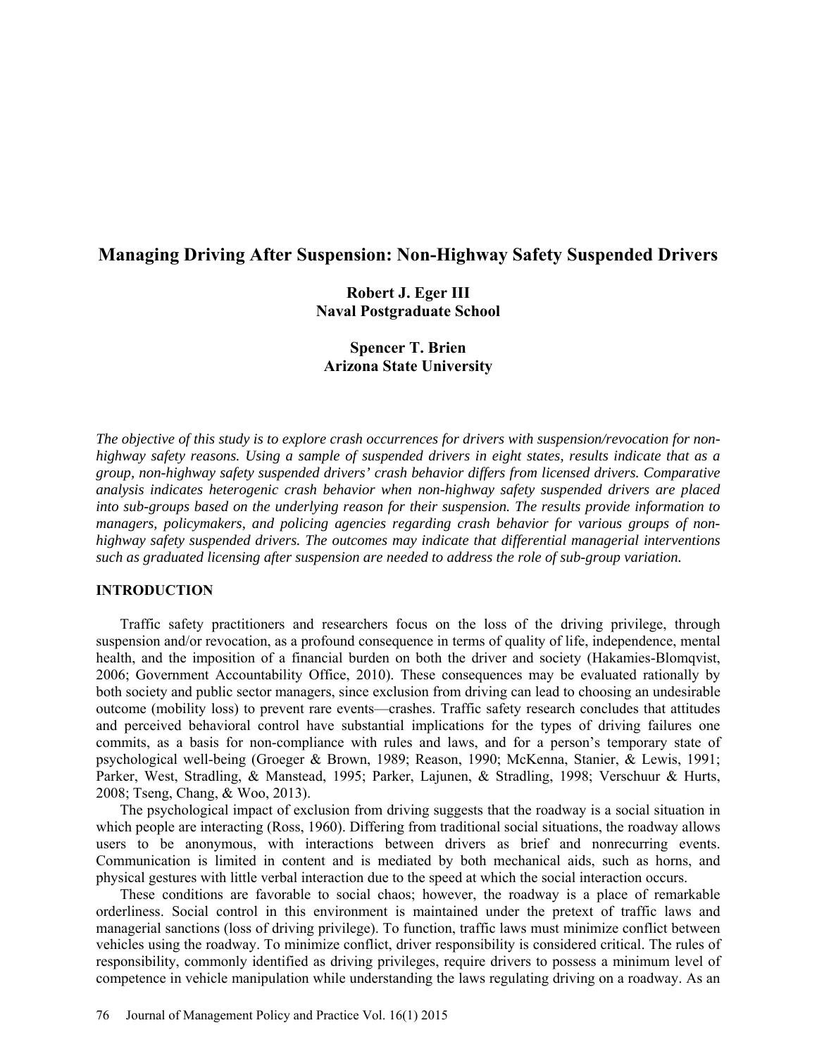# Managing Driving After Suspension: Non-Highway Safety Suspended Drivers

**Robert J. Eger III**
**Naval Postgraduate School**

**Spencer T. Brien**
**Arizona State University**

*The objective of this study is to explore crash occurrences for drivers with suspension/revocation for non-highway safety reasons. Using a sample of suspended drivers in eight states, results indicate that as a group, non-highway safety suspended drivers' crash behavior differs from licensed drivers. Comparative analysis indicates heterogenic crash behavior when non-highway safety suspended drivers are placed into sub-groups based on the underlying reason for their suspension. The results provide information to managers, policymakers, and policing agencies regarding crash behavior for various groups of non-highway safety suspended drivers. The outcomes may indicate that differential managerial interventions such as graduated licensing after suspension are needed to address the role of sub-group variation.*

## INTRODUCTION

Traffic safety practitioners and researchers focus on the loss of the driving privilege, through suspension and/or revocation, as a profound consequence in terms of quality of life, independence, mental health, and the imposition of a financial burden on both the driver and society (Hakamies-Blomqvist, 2006; Government Accountability Office, 2010). These consequences may be evaluated rationally by both society and public sector managers, since exclusion from driving can lead to choosing an undesirable outcome (mobility loss) to prevent rare events—crashes. Traffic safety research concludes that attitudes and perceived behavioral control have substantial implications for the types of driving failures one commits, as a basis for non-compliance with rules and laws, and for a person's temporary state of psychological well-being (Groeger & Brown, 1989; Reason, 1990; McKenna, Stanier, & Lewis, 1991; Parker, West, Stradling, & Manstead, 1995; Parker, Lajunen, & Stradling, 1998; Verschuur & Hurts, 2008; Tseng, Chang, & Woo, 2013).

The psychological impact of exclusion from driving suggests that the roadway is a social situation in which people are interacting (Ross, 1960). Differing from traditional social situations, the roadway allows users to be anonymous, with interactions between drivers as brief and nonrecurring events. Communication is limited in content and is mediated by both mechanical aids, such as horns, and physical gestures with little verbal interaction due to the speed at which the social interaction occurs.

These conditions are favorable to social chaos; however, the roadway is a place of remarkable orderliness. Social control in this environment is maintained under the pretext of traffic laws and managerial sanctions (loss of driving privilege). To function, traffic laws must minimize conflict between vehicles using the roadway. To minimize conflict, driver responsibility is considered critical. The rules of responsibility, commonly identified as driving privileges, require drivers to possess a minimum level of competence in vehicle manipulation while understanding the laws regulating driving on a roadway. As an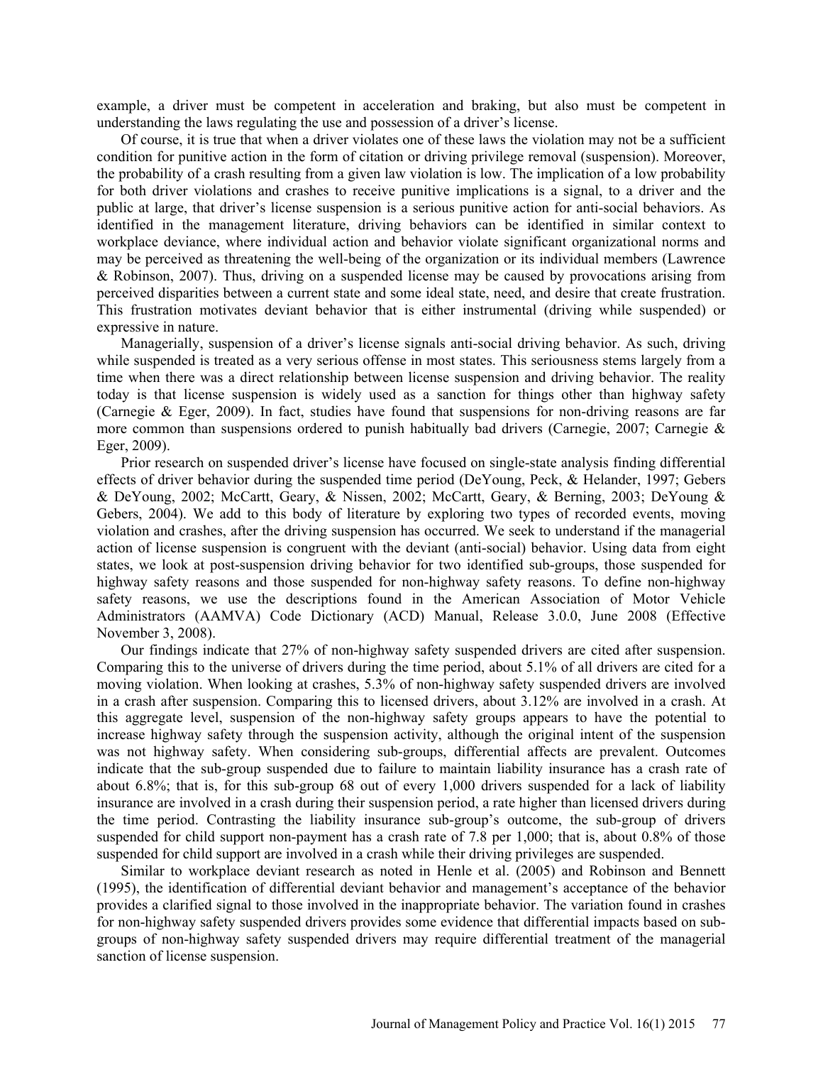example, a driver must be competent in acceleration and braking, but also must be competent in understanding the laws regulating the use and possession of a driver's license.

Of course, it is true that when a driver violates one of these laws the violation may not be a sufficient condition for punitive action in the form of citation or driving privilege removal (suspension). Moreover, the probability of a crash resulting from a given law violation is low. The implication of a low probability for both driver violations and crashes to receive punitive implications is a signal, to a driver and the public at large, that driver's license suspension is a serious punitive action for anti-social behaviors. As identified in the management literature, driving behaviors can be identified in similar context to workplace deviance, where individual action and behavior violate significant organizational norms and may be perceived as threatening the well-being of the organization or its individual members (Lawrence & Robinson, 2007). Thus, driving on a suspended license may be caused by provocations arising from perceived disparities between a current state and some ideal state, need, and desire that create frustration. This frustration motivates deviant behavior that is either instrumental (driving while suspended) or expressive in nature.

Managerially, suspension of a driver's license signals anti-social driving behavior. As such, driving while suspended is treated as a very serious offense in most states. This seriousness stems largely from a time when there was a direct relationship between license suspension and driving behavior. The reality today is that license suspension is widely used as a sanction for things other than highway safety (Carnegie & Eger, 2009). In fact, studies have found that suspensions for non-driving reasons are far more common than suspensions ordered to punish habitually bad drivers (Carnegie, 2007; Carnegie & Eger, 2009).

Prior research on suspended driver's license have focused on single-state analysis finding differential effects of driver behavior during the suspended time period (DeYoung, Peck, & Helander, 1997; Gebers & DeYoung, 2002; McCartt, Geary, & Nissen, 2002; McCartt, Geary, & Berning, 2003; DeYoung & Gebers, 2004). We add to this body of literature by exploring two types of recorded events, moving violation and crashes, after the driving suspension has occurred. We seek to understand if the managerial action of license suspension is congruent with the deviant (anti-social) behavior. Using data from eight states, we look at post-suspension driving behavior for two identified sub-groups, those suspended for highway safety reasons and those suspended for non-highway safety reasons. To define non-highway safety reasons, we use the descriptions found in the American Association of Motor Vehicle Administrators (AAMVA) Code Dictionary (ACD) Manual, Release 3.0.0, June 2008 (Effective November 3, 2008).

Our findings indicate that 27% of non-highway safety suspended drivers are cited after suspension. Comparing this to the universe of drivers during the time period, about 5.1% of all drivers are cited for a moving violation. When looking at crashes, 5.3% of non-highway safety suspended drivers are involved in a crash after suspension. Comparing this to licensed drivers, about 3.12% are involved in a crash. At this aggregate level, suspension of the non-highway safety groups appears to have the potential to increase highway safety through the suspension activity, although the original intent of the suspension was not highway safety. When considering sub-groups, differential affects are prevalent. Outcomes indicate that the sub-group suspended due to failure to maintain liability insurance has a crash rate of about 6.8%; that is, for this sub-group 68 out of every 1,000 drivers suspended for a lack of liability insurance are involved in a crash during their suspension period, a rate higher than licensed drivers during the time period. Contrasting the liability insurance sub-group's outcome, the sub-group of drivers suspended for child support non-payment has a crash rate of 7.8 per 1,000; that is, about 0.8% of those suspended for child support are involved in a crash while their driving privileges are suspended.

Similar to workplace deviant research as noted in Henle et al. (2005) and Robinson and Bennett (1995), the identification of differential deviant behavior and management's acceptance of the behavior provides a clarified signal to those involved in the inappropriate behavior. The variation found in crashes for non-highway safety suspended drivers provides some evidence that differential impacts based on sub-groups of non-highway safety suspended drivers may require differential treatment of the managerial sanction of license suspension.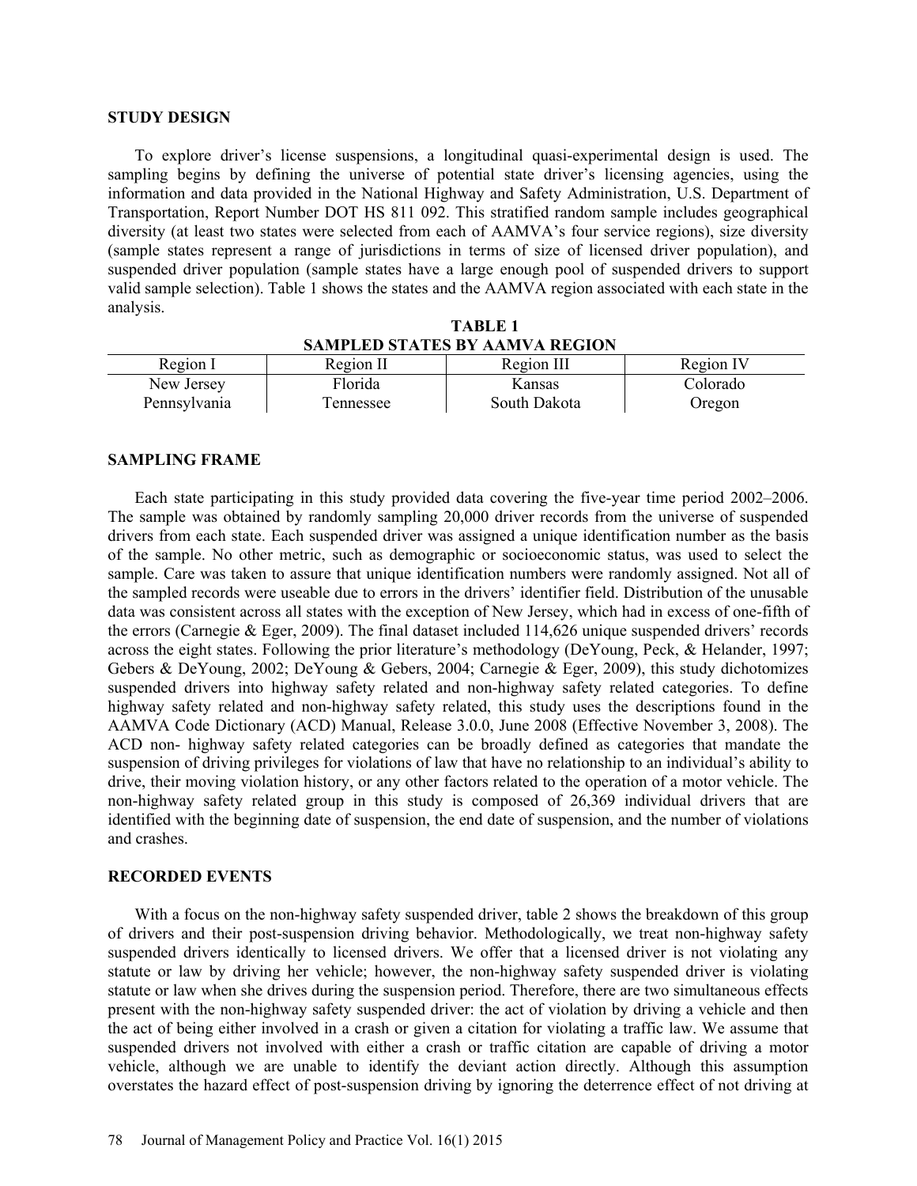## STUDY DESIGN

To explore driver's license suspensions, a longitudinal quasi-experimental design is used. The sampling begins by defining the universe of potential state driver's licensing agencies, using the information and data provided in the National Highway and Safety Administration, U.S. Department of Transportation, Report Number DOT HS 811 092. This stratified random sample includes geographical diversity (at least two states were selected from each of AAMVA's four service regions), size diversity (sample states represent a range of jurisdictions in terms of size of licensed driver population), and suspended driver population (sample states have a large enough pool of suspended drivers to support valid sample selection). Table 1 shows the states and the AAMVA region associated with each state in the analysis.

**TABLE 1**
**SAMPLED STATES BY AAMVA REGION**

| Region I | Region II | Region III | Region IV |
|---|---|---|---|
| New Jersey | Florida | Kansas | Colorado |
| Pennsylvania | Tennessee | South Dakota | Oregon |

## SAMPLING FRAME

Each state participating in this study provided data covering the five-year time period 2002–2006. The sample was obtained by randomly sampling 20,000 driver records from the universe of suspended drivers from each state. Each suspended driver was assigned a unique identification number as the basis of the sample. No other metric, such as demographic or socioeconomic status, was used to select the sample. Care was taken to assure that unique identification numbers were randomly assigned. Not all of the sampled records were useable due to errors in the drivers' identifier field. Distribution of the unusable data was consistent across all states with the exception of New Jersey, which had in excess of one-fifth of the errors (Carnegie & Eger, 2009). The final dataset included 114,626 unique suspended drivers' records across the eight states. Following the prior literature's methodology (DeYoung, Peck, & Helander, 1997; Gebers & DeYoung, 2002; DeYoung & Gebers, 2004; Carnegie & Eger, 2009), this study dichotomizes suspended drivers into highway safety related and non-highway safety related categories. To define highway safety related and non-highway safety related, this study uses the descriptions found in the AAMVA Code Dictionary (ACD) Manual, Release 3.0.0, June 2008 (Effective November 3, 2008). The ACD non- highway safety related categories can be broadly defined as categories that mandate the suspension of driving privileges for violations of law that have no relationship to an individual's ability to drive, their moving violation history, or any other factors related to the operation of a motor vehicle. The non-highway safety related group in this study is composed of 26,369 individual drivers that are identified with the beginning date of suspension, the end date of suspension, and the number of violations and crashes.

## RECORDED EVENTS

With a focus on the non-highway safety suspended driver, table 2 shows the breakdown of this group of drivers and their post-suspension driving behavior. Methodologically, we treat non-highway safety suspended drivers identically to licensed drivers. We offer that a licensed driver is not violating any statute or law by driving her vehicle; however, the non-highway safety suspended driver is violating statute or law when she drives during the suspension period. Therefore, there are two simultaneous effects present with the non-highway safety suspended driver: the act of violation by driving a vehicle and then the act of being either involved in a crash or given a citation for violating a traffic law. We assume that suspended drivers not involved with either a crash or traffic citation are capable of driving a motor vehicle, although we are unable to identify the deviant action directly. Although this assumption overstates the hazard effect of post-suspension driving by ignoring the deterrence effect of not driving at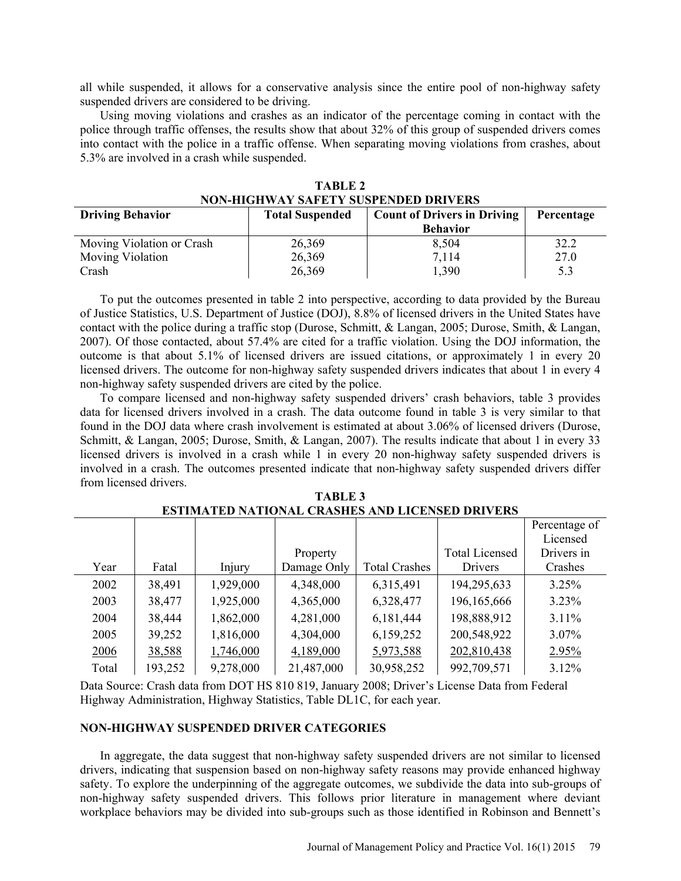all while suspended, it allows for a conservative analysis since the entire pool of non-highway safety suspended drivers are considered to be driving.

Using moving violations and crashes as an indicator of the percentage coming in contact with the police through traffic offenses, the results show that about 32% of this group of suspended drivers comes into contact with the police in a traffic offense. When separating moving violations from crashes, about 5.3% are involved in a crash while suspended.

**TABLE 2**
**NON-HIGHWAY SAFETY SUSPENDED DRIVERS**

| Driving Behavior | Total Suspended | Count of Drivers in Driving Behavior | Percentage |
|---|---|---|---|
| Moving Violation or Crash | 26,369 | 8,504 | 32.2 |
| Moving Violation | 26,369 | 7,114 | 27.0 |
| Crash | 26,369 | 1,390 | 5.3 |

To put the outcomes presented in table 2 into perspective, according to data provided by the Bureau of Justice Statistics, U.S. Department of Justice (DOJ), 8.8% of licensed drivers in the United States have contact with the police during a traffic stop (Durose, Schmitt, & Langan, 2005; Durose, Smith, & Langan, 2007). Of those contacted, about 57.4% are cited for a traffic violation. Using the DOJ information, the outcome is that about 5.1% of licensed drivers are issued citations, or approximately 1 in every 20 licensed drivers. The outcome for non-highway safety suspended drivers indicates that about 1 in every 4 non-highway safety suspended drivers are cited by the police.

To compare licensed and non-highway safety suspended drivers' crash behaviors, table 3 provides data for licensed drivers involved in a crash. The data outcome found in table 3 is very similar to that found in the DOJ data where crash involvement is estimated at about 3.06% of licensed drivers (Durose, Schmitt, & Langan, 2005; Durose, Smith, & Langan, 2007). The results indicate that about 1 in every 33 licensed drivers is involved in a crash while 1 in every 20 non-highway safety suspended drivers is involved in a crash. The outcomes presented indicate that non-highway safety suspended drivers differ from licensed drivers.

**TABLE 3**
**ESTIMATED NATIONAL CRASHES AND LICENSED DRIVERS**

| Year | Fatal | Injury | Property Damage Only | Total Crashes | Total Licensed Drivers | Percentage of Licensed Drivers in Crashes |
|---|---|---|---|---|---|---|
| 2002 | 38,491 | 1,929,000 | 4,348,000 | 6,315,491 | 194,295,633 | 3.25% |
| 2003 | 38,477 | 1,925,000 | 4,365,000 | 6,328,477 | 196,165,666 | 3.23% |
| 2004 | 38,444 | 1,862,000 | 4,281,000 | 6,181,444 | 198,888,912 | 3.11% |
| 2005 | 39,252 | 1,816,000 | 4,304,000 | 6,159,252 | 200,548,922 | 3.07% |
| 2006 | 38,588 | 1,746,000 | 4,189,000 | 5,973,588 | 202,810,438 | 2.95% |
| Total | 193,252 | 9,278,000 | 21,487,000 | 30,958,252 | 992,709,571 | 3.12% |

Data Source: Crash data from DOT HS 810 819, January 2008; Driver's License Data from Federal Highway Administration, Highway Statistics, Table DL1C, for each year.

## NON-HIGHWAY SUSPENDED DRIVER CATEGORIES

In aggregate, the data suggest that non-highway safety suspended drivers are not similar to licensed drivers, indicating that suspension based on non-highway safety reasons may provide enhanced highway safety. To explore the underpinning of the aggregate outcomes, we subdivide the data into sub-groups of non-highway safety suspended drivers. This follows prior literature in management where deviant workplace behaviors may be divided into sub-groups such as those identified in Robinson and Bennett's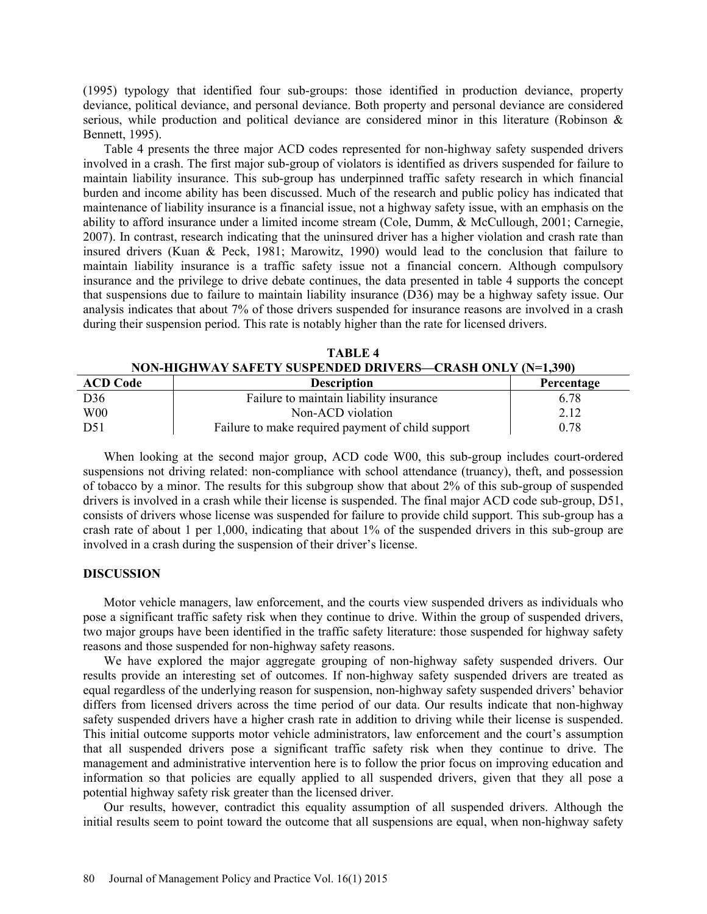(1995) typology that identified four sub-groups: those identified in production deviance, property deviance, political deviance, and personal deviance. Both property and personal deviance are considered serious, while production and political deviance are considered minor in this literature (Robinson & Bennett, 1995).

Table 4 presents the three major ACD codes represented for non-highway safety suspended drivers involved in a crash. The first major sub-group of violators is identified as drivers suspended for failure to maintain liability insurance. This sub-group has underpinned traffic safety research in which financial burden and income ability has been discussed. Much of the research and public policy has indicated that maintenance of liability insurance is a financial issue, not a highway safety issue, with an emphasis on the ability to afford insurance under a limited income stream (Cole, Dumm, & McCullough, 2001; Carnegie, 2007). In contrast, research indicating that the uninsured driver has a higher violation and crash rate than insured drivers (Kuan & Peck, 1981; Marowitz, 1990) would lead to the conclusion that failure to maintain liability insurance is a traffic safety issue not a financial concern. Although compulsory insurance and the privilege to drive debate continues, the data presented in table 4 supports the concept that suspensions due to failure to maintain liability insurance (D36) may be a highway safety issue. Our analysis indicates that about 7% of those drivers suspended for insurance reasons are involved in a crash during their suspension period. This rate is notably higher than the rate for licensed drivers.

**TABLE 4**
**NON-HIGHWAY SAFETY SUSPENDED DRIVERS—CRASH ONLY (N=1,390)**

| ACD Code | Description | Percentage |
|---|---|---|
| D36 | Failure to maintain liability insurance | 6.78 |
| W00 | Non-ACD violation | 2.12 |
| D51 | Failure to make required payment of child support | 0.78 |

When looking at the second major group, ACD code W00, this sub-group includes court-ordered suspensions not driving related: non-compliance with school attendance (truancy), theft, and possession of tobacco by a minor. The results for this subgroup show that about 2% of this sub-group of suspended drivers is involved in a crash while their license is suspended. The final major ACD code sub-group, D51, consists of drivers whose license was suspended for failure to provide child support. This sub-group has a crash rate of about 1 per 1,000, indicating that about 1% of the suspended drivers in this sub-group are involved in a crash during the suspension of their driver's license.

## DISCUSSION

Motor vehicle managers, law enforcement, and the courts view suspended drivers as individuals who pose a significant traffic safety risk when they continue to drive. Within the group of suspended drivers, two major groups have been identified in the traffic safety literature: those suspended for highway safety reasons and those suspended for non-highway safety reasons.

We have explored the major aggregate grouping of non-highway safety suspended drivers. Our results provide an interesting set of outcomes. If non-highway safety suspended drivers are treated as equal regardless of the underlying reason for suspension, non-highway safety suspended drivers' behavior differs from licensed drivers across the time period of our data. Our results indicate that non-highway safety suspended drivers have a higher crash rate in addition to driving while their license is suspended. This initial outcome supports motor vehicle administrators, law enforcement and the court's assumption that all suspended drivers pose a significant traffic safety risk when they continue to drive. The management and administrative intervention here is to follow the prior focus on improving education and information so that policies are equally applied to all suspended drivers, given that they all pose a potential highway safety risk greater than the licensed driver.

Our results, however, contradict this equality assumption of all suspended drivers. Although the initial results seem to point toward the outcome that all suspensions are equal, when non-highway safety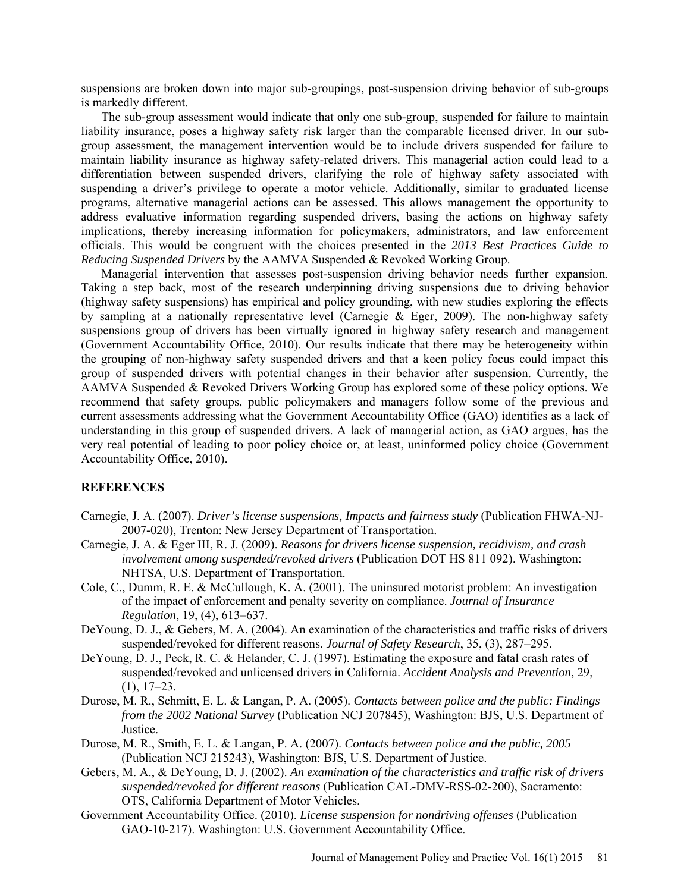suspensions are broken down into major sub-groupings, post-suspension driving behavior of sub-groups is markedly different.

The sub-group assessment would indicate that only one sub-group, suspended for failure to maintain liability insurance, poses a highway safety risk larger than the comparable licensed driver. In our sub-group assessment, the management intervention would be to include drivers suspended for failure to maintain liability insurance as highway safety-related drivers. This managerial action could lead to a differentiation between suspended drivers, clarifying the role of highway safety associated with suspending a driver's privilege to operate a motor vehicle. Additionally, similar to graduated license programs, alternative managerial actions can be assessed. This allows management the opportunity to address evaluative information regarding suspended drivers, basing the actions on highway safety implications, thereby increasing information for policymakers, administrators, and law enforcement officials. This would be congruent with the choices presented in the *2013 Best Practices Guide to Reducing Suspended Drivers* by the AAMVA Suspended & Revoked Working Group.

Managerial intervention that assesses post-suspension driving behavior needs further expansion. Taking a step back, most of the research underpinning driving suspensions due to driving behavior (highway safety suspensions) has empirical and policy grounding, with new studies exploring the effects by sampling at a nationally representative level (Carnegie & Eger, 2009). The non-highway safety suspensions group of drivers has been virtually ignored in highway safety research and management (Government Accountability Office, 2010). Our results indicate that there may be heterogeneity within the grouping of non-highway safety suspended drivers and that a keen policy focus could impact this group of suspended drivers with potential changes in their behavior after suspension. Currently, the AAMVA Suspended & Revoked Drivers Working Group has explored some of these policy options. We recommend that safety groups, public policymakers and managers follow some of the previous and current assessments addressing what the Government Accountability Office (GAO) identifies as a lack of understanding in this group of suspended drivers. A lack of managerial action, as GAO argues, has the very real potential of leading to poor policy choice or, at least, uninformed policy choice (Government Accountability Office, 2010).

## REFERENCES

Carnegie, J. A. (2007). *Driver's license suspensions, Impacts and fairness study* (Publication FHWA-NJ-2007-020), Trenton: New Jersey Department of Transportation.

Carnegie, J. A. & Eger III, R. J. (2009). *Reasons for drivers license suspension, recidivism, and crash involvement among suspended/revoked drivers* (Publication DOT HS 811 092). Washington: NHTSA, U.S. Department of Transportation.

Cole, C., Dumm, R. E. & McCullough, K. A. (2001). The uninsured motorist problem: An investigation of the impact of enforcement and penalty severity on compliance. *Journal of Insurance Regulation*, 19, (4), 613–637.

DeYoung, D. J., & Gebers, M. A. (2004). An examination of the characteristics and traffic risks of drivers suspended/revoked for different reasons. *Journal of Safety Research*, 35, (3), 287–295.

DeYoung, D. J., Peck, R. C. & Helander, C. J. (1997). Estimating the exposure and fatal crash rates of suspended/revoked and unlicensed drivers in California. *Accident Analysis and Prevention*, 29, (1), 17–23.

Durose, M. R., Schmitt, E. L. & Langan, P. A. (2005). *Contacts between police and the public: Findings from the 2002 National Survey* (Publication NCJ 207845), Washington: BJS, U.S. Department of Justice.

Durose, M. R., Smith, E. L. & Langan, P. A. (2007). *Contacts between police and the public, 2005* (Publication NCJ 215243), Washington: BJS, U.S. Department of Justice.

Gebers, M. A., & DeYoung, D. J. (2002). *An examination of the characteristics and traffic risk of drivers suspended/revoked for different reasons* (Publication CAL-DMV-RSS-02-200), Sacramento: OTS, California Department of Motor Vehicles.

Government Accountability Office. (2010). *License suspension for nondriving offenses* (Publication GAO-10-217). Washington: U.S. Government Accountability Office.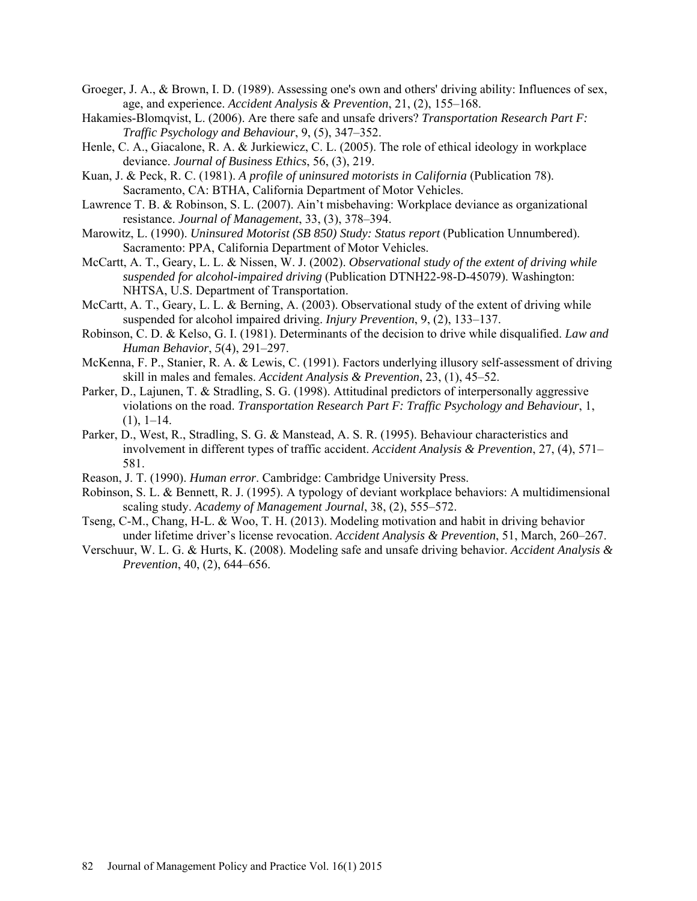Groeger, J. A., & Brown, I. D. (1989). Assessing one's own and others' driving ability: Influences of sex, age, and experience. *Accident Analysis & Prevention*, 21, (2), 155–168.

Hakamies-Blomqvist, L. (2006). Are there safe and unsafe drivers? *Transportation Research Part F: Traffic Psychology and Behaviour*, 9, (5), 347–352.

Henle, C. A., Giacalone, R. A. & Jurkiewicz, C. L. (2005). The role of ethical ideology in workplace deviance. *Journal of Business Ethics*, 56, (3), 219.

Kuan, J. & Peck, R. C. (1981). *A profile of uninsured motorists in California* (Publication 78). Sacramento, CA: BTHA, California Department of Motor Vehicles.

Lawrence T. B. & Robinson, S. L. (2007). Ain't misbehaving: Workplace deviance as organizational resistance. *Journal of Management*, 33, (3), 378–394.

Marowitz, L. (1990). *Uninsured Motorist (SB 850) Study: Status report* (Publication Unnumbered). Sacramento: PPA, California Department of Motor Vehicles.

McCartt, A. T., Geary, L. L. & Nissen, W. J. (2002). *Observational study of the extent of driving while suspended for alcohol-impaired driving* (Publication DTNH22-98-D-45079). Washington: NHTSA, U.S. Department of Transportation.

McCartt, A. T., Geary, L. L. & Berning, A. (2003). Observational study of the extent of driving while suspended for alcohol impaired driving. *Injury Prevention*, 9, (2), 133–137.

Robinson, C. D. & Kelso, G. I. (1981). Determinants of the decision to drive while disqualified. *Law and Human Behavior*, *5*(4), 291–297.

McKenna, F. P., Stanier, R. A. & Lewis, C. (1991). Factors underlying illusory self-assessment of driving skill in males and females. *Accident Analysis & Prevention*, 23, (1), 45–52.

Parker, D., Lajunen, T. & Stradling, S. G. (1998). Attitudinal predictors of interpersonally aggressive violations on the road. *Transportation Research Part F: Traffic Psychology and Behaviour*, 1, (1), 1–14.

Parker, D., West, R., Stradling, S. G. & Manstead, A. S. R. (1995). Behaviour characteristics and involvement in different types of traffic accident. *Accident Analysis & Prevention*, 27, (4), 571–581.

Reason, J. T. (1990). *Human error*. Cambridge: Cambridge University Press.

Robinson, S. L. & Bennett, R. J. (1995). A typology of deviant workplace behaviors: A multidimensional scaling study. *Academy of Management Journal*, 38, (2), 555–572.

Tseng, C-M., Chang, H-L. & Woo, T. H. (2013). Modeling motivation and habit in driving behavior under lifetime driver's license revocation. *Accident Analysis & Prevention*, 51, March, 260–267.

Verschuur, W. L. G. & Hurts, K. (2008). Modeling safe and unsafe driving behavior. *Accident Analysis & Prevention*, 40, (2), 644–656.